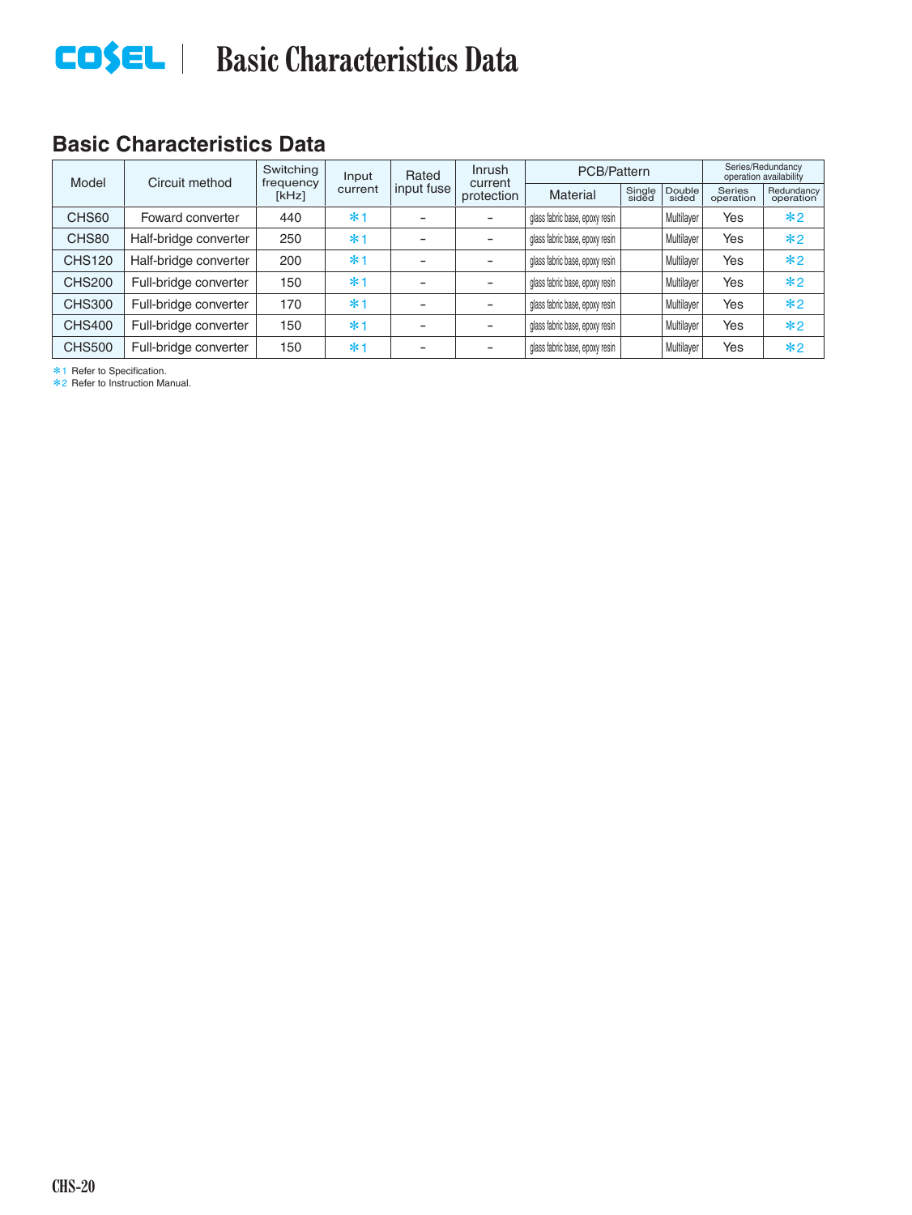# COSEL | Basic Characteristics Data

## Basic Characteristics Data

| Model | Circuit method | Switching frequency [kHz] | Input current | Rated input fuse | Inrush current protection | PCB/Pattern | | | Series/Redundancy operation availability | |
|---|---|---|---|---|---|---|---|---|---|---|
| | | | | | | Material | Single sided | Double sided | Series operation | Redundancy operation |
| CHS60 | Foward converter | 440 | *1 | - | - | glass fabric base, epoxy resin | | Multilayer | Yes | *2 |
| CHS80 | Half-bridge converter | 250 | *1 | - | - | glass fabric base, epoxy resin | | Multilayer | Yes | *2 |
| CHS120 | Half-bridge converter | 200 | *1 | - | - | glass fabric base, epoxy resin | | Multilayer | Yes | *2 |
| CHS200 | Full-bridge converter | 150 | *1 | - | - | glass fabric base, epoxy resin | | Multilayer | Yes | *2 |
| CHS300 | Full-bridge converter | 170 | *1 | - | - | glass fabric base, epoxy resin | | Multilayer | Yes | *2 |
| CHS400 | Full-bridge converter | 150 | *1 | - | - | glass fabric base, epoxy resin | | Multilayer | Yes | *2 |
| CHS500 | Full-bridge converter | 150 | *1 | - | - | glass fabric base, epoxy resin | | Multilayer | Yes | *2 |

*1 Refer to Specification.
*2 Refer to Instruction Manual.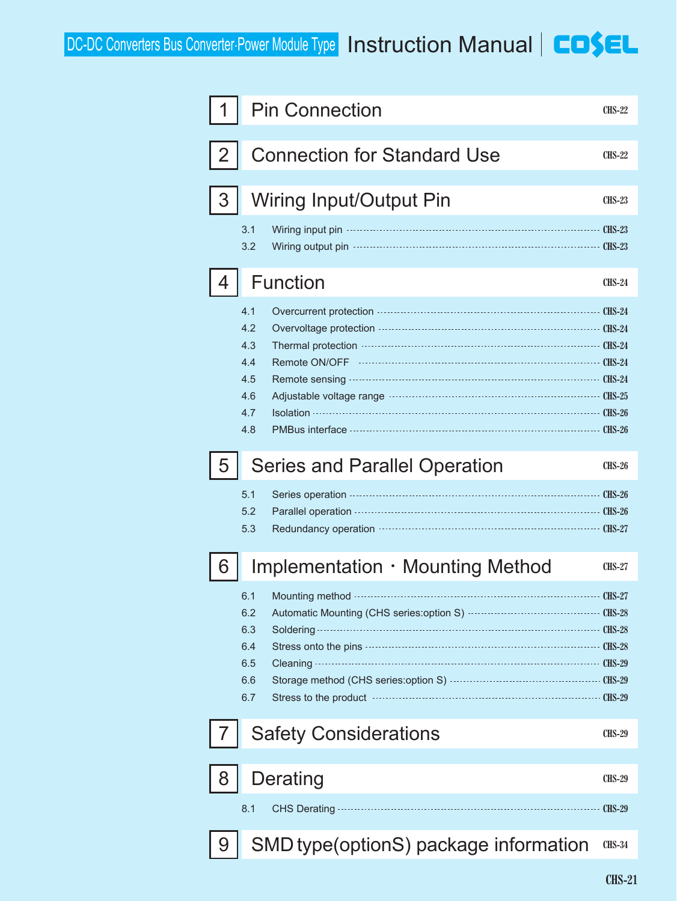DC-DC Converters Bus Converter·Power Module Type **Instruction Manual**

| No. | Section | Page |
|---|---|---|
| 1 | Pin Connection | CHS-22 |
| 2 | Connection for Standard Use | CHS-22 |
| 3 | Wiring Input/Output Pin | CHS-23 |
| 3.1 | Wiring input pin | CHS-23 |
| 3.2 | Wiring output pin | CHS-23 |
| 4 | Function | CHS-24 |
| 4.1 | Overcurrent protection | CHS-24 |
| 4.2 | Overvoltage protection | CHS-24 |
| 4.3 | Thermal protection | CHS-24 |
| 4.4 | Remote ON/OFF | CHS-24 |
| 4.5 | Remote sensing | CHS-24 |
| 4.6 | Adjustable voltage range | CHS-25 |
| 4.7 | Isolation | CHS-26 |
| 4.8 | PMBus interface | CHS-26 |
| 5 | Series and Parallel Operation | CHS-26 |
| 5.1 | Series operation | CHS-26 |
| 5.2 | Parallel operation | CHS-26 |
| 5.3 | Redundancy operation | CHS-27 |
| 6 | Implementation・Mounting Method | CHS-27 |
| 6.1 | Mounting method | CHS-27 |
| 6.2 | Automatic Mounting (CHS series:option S) | CHS-28 |
| 6.3 | Soldering | CHS-28 |
| 6.4 | Stress onto the pins | CHS-28 |
| 6.5 | Cleaning | CHS-29 |
| 6.6 | Storage method (CHS series:option S) | CHS-29 |
| 6.7 | Stress to the product | CHS-29 |
| 7 | Safety Considerations | CHS-29 |
| 8 | Derating | CHS-29 |
| 8.1 | CHS Derating | CHS-29 |
| 9 | SMD type(optionS) package information | CHS-34 |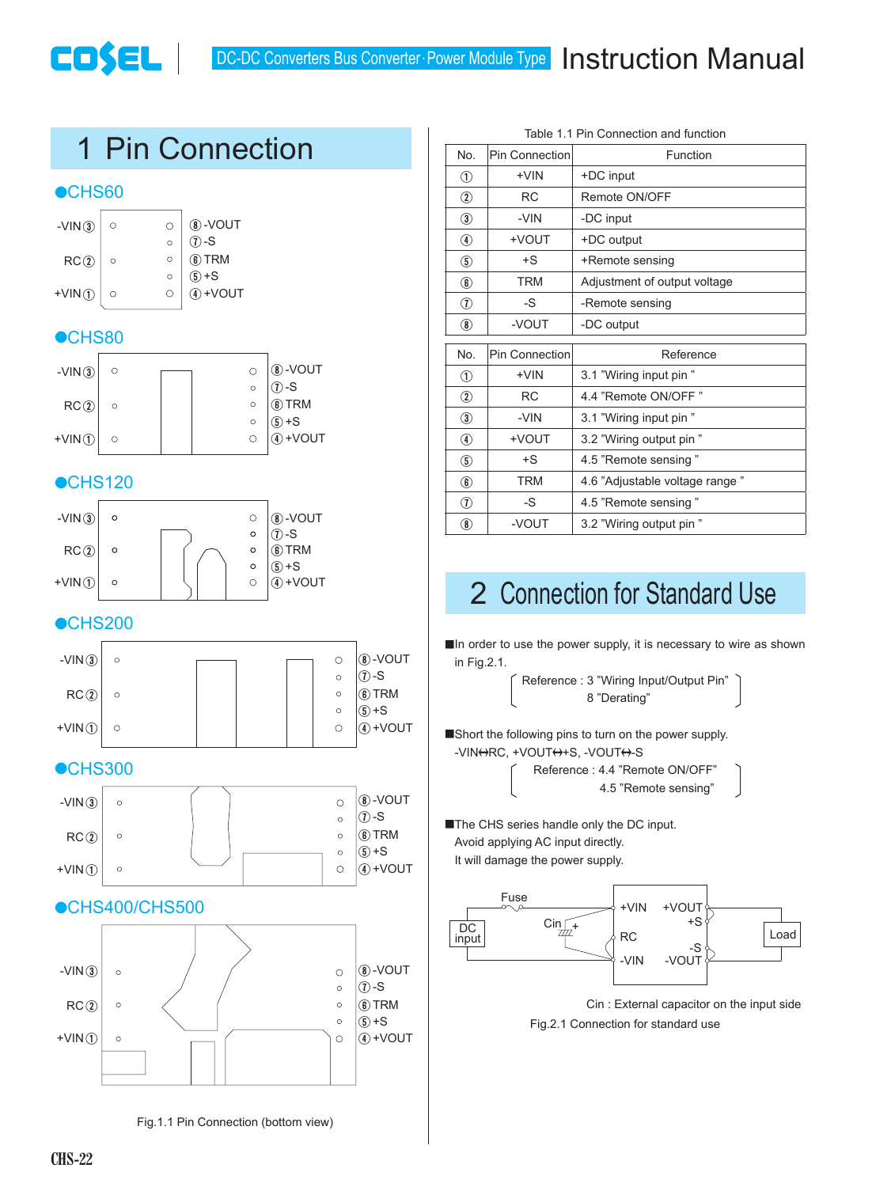# 1 Pin Connection

●CHS60

●CHS80

●CHS120

●CHS200

●CHS300

●CHS400/CHS500

Pin labels (all models): -VIN ③, RC ②, +VIN ①, ⑧ -VOUT, ⑦ -S, ⑥ TRM, ⑤ +S, ④ +VOUT

Fig.1.1 Pin Connection (bottom view)

Table 1.1 Pin Connection and function

| No. | Pin Connection | Function |
|---|---|---|
| ① | +VIN | +DC input |
| ② | RC | Remote ON/OFF |
| ③ | -VIN | -DC input |
| ④ | +VOUT | +DC output |
| ⑤ | +S | +Remote sensing |
| ⑥ | TRM | Adjustment of output voltage |
| ⑦ | -S | -Remote sensing |
| ⑧ | -VOUT | -DC output |

| No. | Pin Connection | Reference |
|---|---|---|
| ① | +VIN | 3.1 "Wiring input pin " |
| ② | RC | 4.4 "Remote ON/OFF " |
| ③ | -VIN | 3.1 "Wiring input pin " |
| ④ | +VOUT | 3.2 "Wiring output pin " |
| ⑤ | +S | 4.5 "Remote sensing " |
| ⑥ | TRM | 4.6 "Adjustable voltage range " |
| ⑦ | -S | 4.5 "Remote sensing " |
| ⑧ | -VOUT | 3.2 "Wiring output pin " |

# 2 Connection for Standard Use

■In order to use the power supply, it is necessary to wire as shown in Fig.2.1.

Reference : 3 "Wiring Input/Output Pin"
8 "Derating"

■Short the following pins to turn on the power supply.
-VIN↔RC, +VOUT↔+S, -VOUT↔-S

Reference : 4.4 "Remote ON/OFF"
4.5 "Remote sensing"

■The CHS series handle only the DC input.
Avoid applying AC input directly.
It will damage the power supply.

Fuse, DC input, Cin, +VIN, RC, -VIN, +VOUT, +S, -S, -VOUT, Load

Cin : External capacitor on the input side

Fig.2.1 Connection for standard use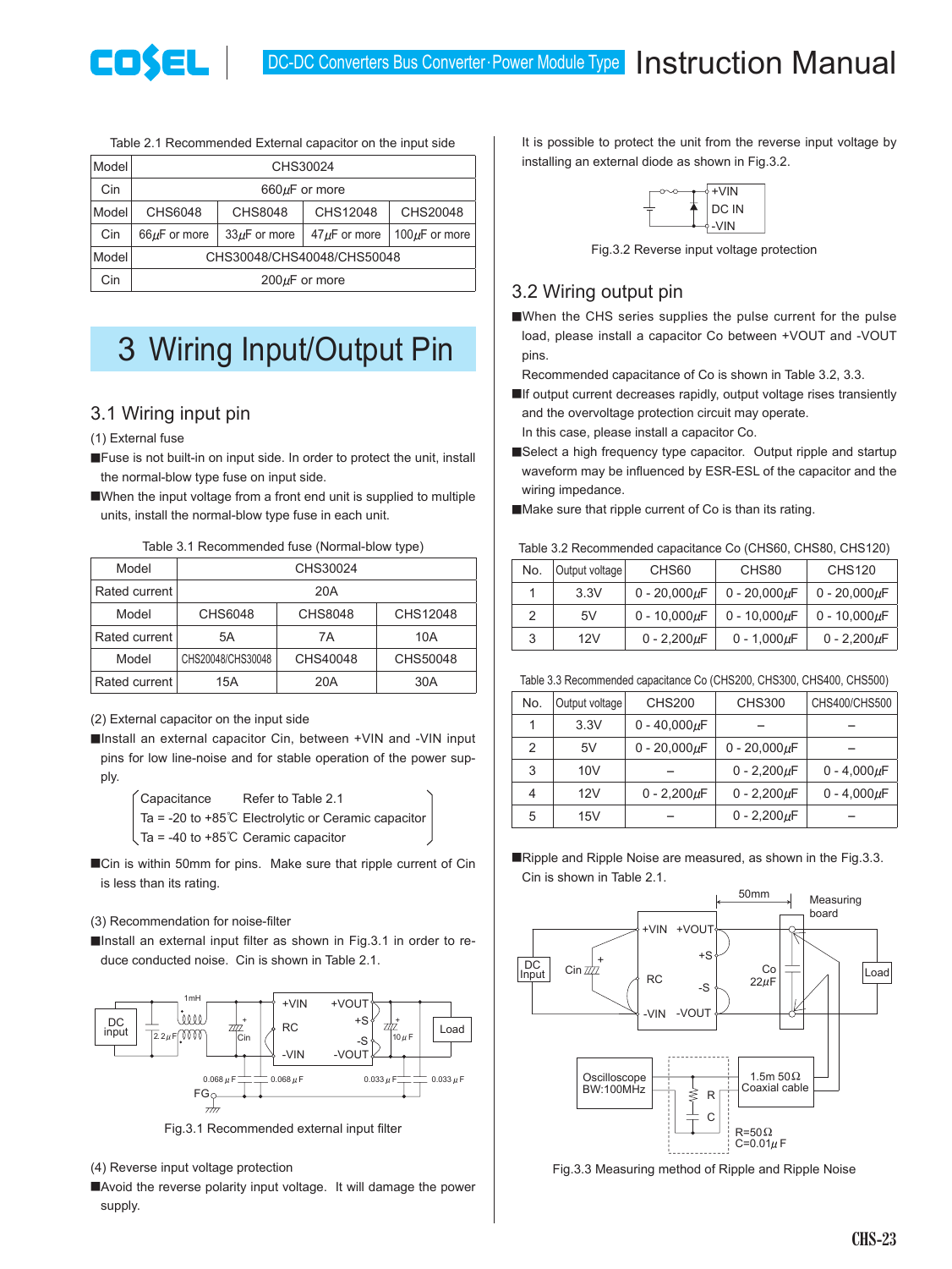Table 2.1 Recommended External capacitor on the input side

| Model | CHS30024 | | | |
|---|---|---|---|---|
| Cin | 660μF or more | | | |
| Model | CHS6048 | CHS8048 | CHS12048 | CHS20048 |
| Cin | 66μF or more | 33μF or more | 47μF or more | 100μF or more |
| Model | CHS30048/CHS40048/CHS50048 | | | |
| Cin | 200μF or more | | | |

# 3 Wiring Input/Output Pin

## 3.1 Wiring input pin

(1) External fuse

■Fuse is not built-in on input side. In order to protect the unit, install the normal-blow type fuse on input side.

■When the input voltage from a front end unit is supplied to multiple units, install the normal-blow type fuse in each unit.

Table 3.1 Recommended fuse (Normal-blow type)

| Model | CHS30024 | | |
|---|---|---|---|
| Rated current | 20A | | |
| Model | CHS6048 | CHS8048 | CHS12048 |
| Rated current | 5A | 7A | 10A |
| Model | CHS20048/CHS30048 | CHS40048 | CHS50048 |
| Rated current | 15A | 20A | 30A |

(2) External capacitor on the input side

■Install an external capacitor Cin, between +VIN and -VIN input pins for low line-noise and for stable operation of the power supply.

Capacitance Refer to Table 2.1
Ta = -20 to +85℃ Electrolytic or Ceramic capacitor
Ta = -40 to +85℃ Ceramic capacitor

■Cin is within 50mm for pins. Make sure that ripple current of Cin is less than its rating.

(3) Recommendation for noise-filter

■Install an external input filter as shown in Fig.3.1 in order to reduce conducted noise. Cin is shown in Table 2.1.

Fig.3.1 Recommended external input filter

(4) Reverse input voltage protection

■Avoid the reverse polarity input voltage. It will damage the power supply.

It is possible to protect the unit from the reverse input voltage by installing an external diode as shown in Fig.3.2.

Fig.3.2 Reverse input voltage protection

## 3.2 Wiring output pin

■When the CHS series supplies the pulse current for the pulse load, please install a capacitor Co between +VOUT and -VOUT pins.
Recommended capacitance of Co is shown in Table 3.2, 3.3.

■If output current decreases rapidly, output voltage rises transiently and the overvoltage protection circuit may operate.
In this case, please install a capacitor Co.

■Select a high frequency type capacitor. Output ripple and startup waveform may be influenced by ESR-ESL of the capacitor and the wiring impedance.

■Make sure that ripple current of Co is than its rating.

Table 3.2 Recommended capacitance Co (CHS60, CHS80, CHS120)

| No. | Output voltage | CHS60 | CHS80 | CHS120 |
|---|---|---|---|---|
| 1 | 3.3V | 0 - 20,000μF | 0 - 20,000μF | 0 - 20,000μF |
| 2 | 5V | 0 - 10,000μF | 0 - 10,000μF | 0 - 10,000μF |
| 3 | 12V | 0 - 2,200μF | 0 - 1,000μF | 0 - 2,200μF |

Table 3.3 Recommended capacitance Co (CHS200, CHS300, CHS400, CHS500)

| No. | Output voltage | CHS200 | CHS300 | CHS400/CHS500 |
|---|---|---|---|---|
| 1 | 3.3V | 0 - 40,000μF | – | – |
| 2 | 5V | 0 - 20,000μF | 0 - 20,000μF | – |
| 3 | 10V | – | 0 - 2,200μF | 0 - 4,000μF |
| 4 | 12V | 0 - 2,200μF | 0 - 2,200μF | 0 - 4,000μF |
| 5 | 15V | – | 0 - 2,200μF | – |

■Ripple and Ripple Noise are measured, as shown in the Fig.3.3.
Cin is shown in Table 2.1.

Fig.3.3 Measuring method of Ripple and Ripple Noise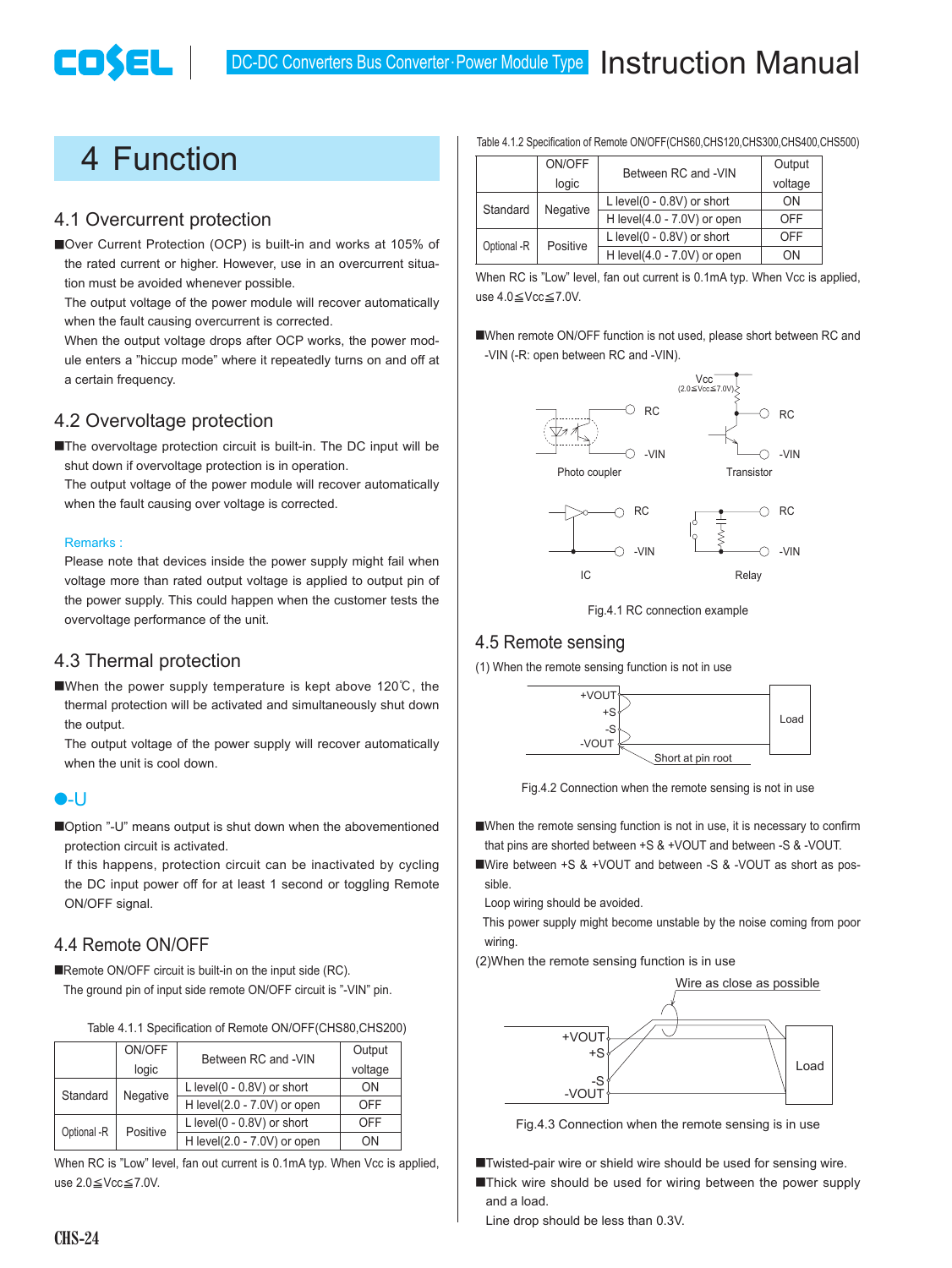# 4 Function

## 4.1 Overcurrent protection

■Over Current Protection (OCP) is built-in and works at 105% of the rated current or higher. However, use in an overcurrent situation must be avoided whenever possible.
The output voltage of the power module will recover automatically when the fault causing overcurrent is corrected.
When the output voltage drops after OCP works, the power module enters a "hiccup mode" where it repeatedly turns on and off at a certain frequency.

## 4.2 Overvoltage protection

■The overvoltage protection circuit is built-in. The DC input will be shut down if overvoltage protection is in operation.
The output voltage of the power module will recover automatically when the fault causing over voltage is corrected.

Remarks :
Please note that devices inside the power supply might fail when voltage more than rated output voltage is applied to output pin of the power supply. This could happen when the customer tests the overvoltage performance of the unit.

## 4.3 Thermal protection

■When the power supply temperature is kept above 120℃, the thermal protection will be activated and simultaneously shut down the output.
The output voltage of the power supply will recover automatically when the unit is cool down.

### ●-U

■Option "-U" means output is shut down when the abovementioned protection circuit is activated.
If this happens, protection circuit can be inactivated by cycling the DC input power off for at least 1 second or toggling Remote ON/OFF signal.

## 4.4 Remote ON/OFF

■Remote ON/OFF circuit is built-in on the input side (RC).
The ground pin of input side remote ON/OFF circuit is "-VIN" pin.

Table 4.1.1 Specification of Remote ON/OFF(CHS80,CHS200)

| | ON/OFF logic | Between RC and -VIN | Output voltage |
|---|---|---|---|
| Standard | Negative | L level(0 - 0.8V) or short | ON |
| | | H level(2.0 - 7.0V) or open | OFF |
| Optional -R | Positive | L level(0 - 0.8V) or short | OFF |
| | | H level(2.0 - 7.0V) or open | ON |

When RC is "Low" level, fan out current is 0.1mA typ. When Vcc is applied, use 2.0≦Vcc≦7.0V.

Table 4.1.2 Specification of Remote ON/OFF(CHS60,CHS120,CHS300,CHS400,CHS500)

| | ON/OFF logic | Between RC and -VIN | Output voltage |
|---|---|---|---|
| Standard | Negative | L level(0 - 0.8V) or short | ON |
| | | H level(4.0 - 7.0V) or open | OFF |
| Optional -R | Positive | L level(0 - 0.8V) or short | OFF |
| | | H level(4.0 - 7.0V) or open | ON |

When RC is "Low" level, fan out current is 0.1mA typ. When Vcc is applied, use 4.0≦Vcc≦7.0V.

■When remote ON/OFF function is not used, please short between RC and -VIN (-R: open between RC and -VIN).

Fig.4.1 RC connection example

## 4.5 Remote sensing

(1) When the remote sensing function is not in use

Fig.4.2 Connection when the remote sensing is not in use

■When the remote sensing function is not in use, it is necessary to confirm that pins are shorted between +S & +VOUT and between -S & -VOUT.
■Wire between +S & +VOUT and between -S & -VOUT as short as possible.
Loop wiring should be avoided.
This power supply might become unstable by the noise coming from poor wiring.

(2)When the remote sensing function is in use

Fig.4.3 Connection when the remote sensing is in use

■Twisted-pair wire or shield wire should be used for sensing wire.
■Thick wire should be used for wiring between the power supply and a load.
Line drop should be less than 0.3V.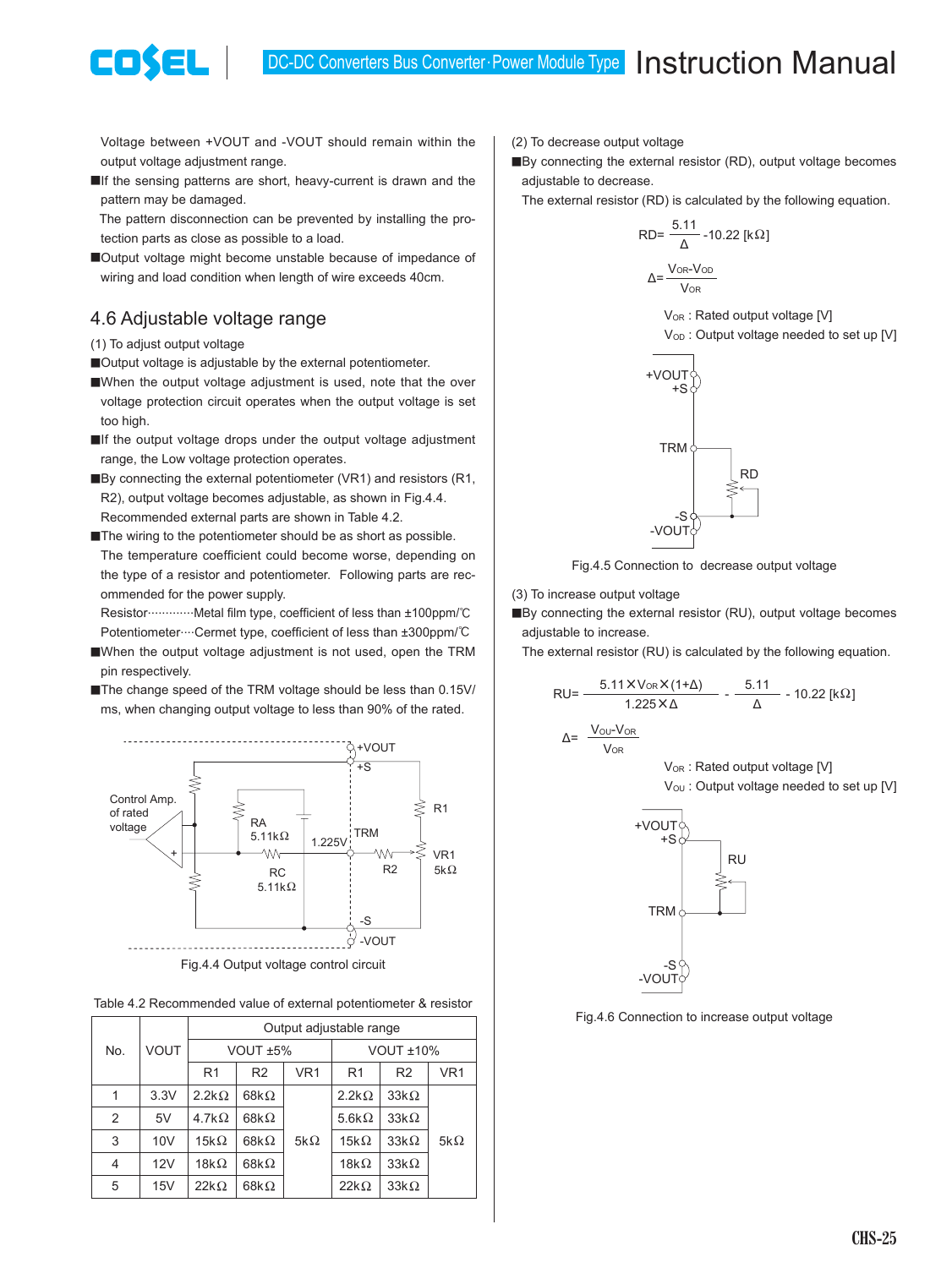Voltage between +VOUT and -VOUT should remain within the output voltage adjustment range.

■If the sensing patterns are short, heavy-current is drawn and the pattern may be damaged.
The pattern disconnection can be prevented by installing the protection parts as close as possible to a load.

■Output voltage might become unstable because of impedance of wiring and load condition when length of wire exceeds 40cm.

## 4.6 Adjustable voltage range

(1) To adjust output voltage

■Output voltage is adjustable by the external potentiometer.

■When the output voltage adjustment is used, note that the over voltage protection circuit operates when the output voltage is set too high.

■If the output voltage drops under the output voltage adjustment range, the Low voltage protection operates.

■By connecting the external potentiometer (VR1) and resistors (R1, R2), output voltage becomes adjustable, as shown in Fig.4.4. Recommended external parts are shown in Table 4.2.

■The wiring to the potentiometer should be as short as possible.
The temperature coefficient could become worse, depending on the type of a resistor and potentiometer. Following parts are recommended for the power supply.
Resistor············Metal film type, coefficient of less than ±100ppm/℃
Potentiometer····Cermet type, coefficient of less than ±300ppm/℃

■When the output voltage adjustment is not used, open the TRM pin respectively.

■The change speed of the TRM voltage should be less than 0.15V/ms, when changing output voltage to less than 90% of the rated.

Fig.4.4 Output voltage control circuit

Table 4.2 Recommended value of external potentiometer & resistor

| No. | VOUT | Output adjustable range | | | | | |
|---|---|---|---|---|---|---|---|
| | | VOUT ±5% | | | VOUT ±10% | | |
| | | R1 | R2 | VR1 | R1 | R2 | VR1 |
| 1 | 3.3V | 2.2kΩ | 68kΩ | 5kΩ | 2.2kΩ | 33kΩ | 5kΩ |
| 2 | 5V | 4.7kΩ | 68kΩ | | 5.6kΩ | 33kΩ | |
| 3 | 10V | 15kΩ | 68kΩ | | 15kΩ | 33kΩ | |
| 4 | 12V | 18kΩ | 68kΩ | | 18kΩ | 33kΩ | |
| 5 | 15V | 22kΩ | 68kΩ | | 22kΩ | 33kΩ | |

(2) To decrease output voltage

■By connecting the external resistor (RD), output voltage becomes adjustable to decrease.
The external resistor (RD) is calculated by the following equation.

$$RD = \frac{5.11}{\Delta} - 10.22\ [\mathrm{k\Omega}]$$

$$\Delta = \frac{V_{OR} - V_{OD}}{V_{OR}}$$

$V_{OR}$ : Rated output voltage [V]
$V_{OD}$ : Output voltage needed to set up [V]

Fig.4.5 Connection to decrease output voltage

(3) To increase output voltage

■By connecting the external resistor (RU), output voltage becomes adjustable to increase.
The external resistor (RU) is calculated by the following equation.

$$RU = \frac{5.11 \times V_{OR} \times (1+\Delta)}{1.225 \times \Delta} - \frac{5.11}{\Delta} - 10.22\ [\mathrm{k\Omega}]$$

$$\Delta = \frac{V_{OU} - V_{OR}}{V_{OR}}$$

$V_{OR}$ : Rated output voltage [V]
$V_{OU}$ : Output voltage needed to set up [V]

Fig.4.6 Connection to increase output voltage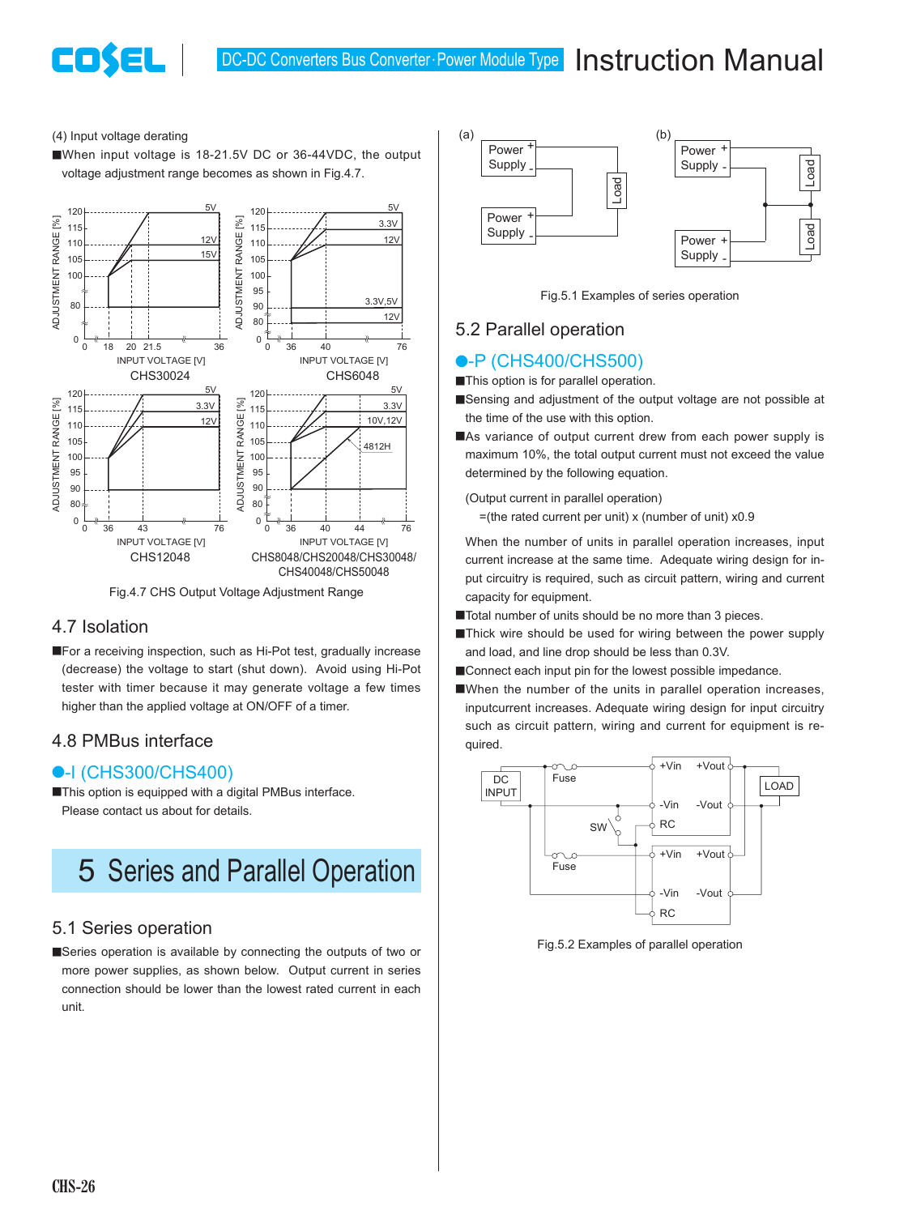(4) Input voltage derating

■When input voltage is 18-21.5V DC or 36-44VDC, the output voltage adjustment range becomes as shown in Fig.4.7.

Fig.4.7 CHS Output Voltage Adjustment Range

## 4.7 Isolation

■For a receiving inspection, such as Hi-Pot test, gradually increase (decrease) the voltage to start (shut down). Avoid using Hi-Pot tester with timer because it may generate voltage a few times higher than the applied voltage at ON/OFF of a timer.

## 4.8 PMBus interface

### ●-I (CHS300/CHS400)

■This option is equipped with a digital PMBus interface. Please contact us about for details.

# 5 Series and Parallel Operation

## 5.1 Series operation

■Series operation is available by connecting the outputs of two or more power supplies, as shown below. Output current in series connection should be lower than the lowest rated current in each unit.

Fig.5.1 Examples of series operation

## 5.2 Parallel operation

### ●-P (CHS400/CHS500)

■This option is for parallel operation.

■Sensing and adjustment of the output voltage are not possible at the time of the use with this option.

■As variance of output current drew from each power supply is maximum 10%, the total output current must not exceed the value determined by the following equation.

(Output current in parallel operation)
=(the rated current per unit) x (number of unit) x0.9

When the number of units in parallel operation increases, input current increase at the same time. Adequate wiring design for input circuitry is required, such as circuit pattern, wiring and current capacity for equipment.

■Total number of units should be no more than 3 pieces.

■Thick wire should be used for wiring between the power supply and load, and line drop should be less than 0.3V.

■Connect each input pin for the lowest possible impedance.

■When the number of the units in parallel operation increases, inputcurrent increases. Adequate wiring design for input circuitry such as circuit pattern, wiring and current for equipment is required.

Fig.5.2 Examples of parallel operation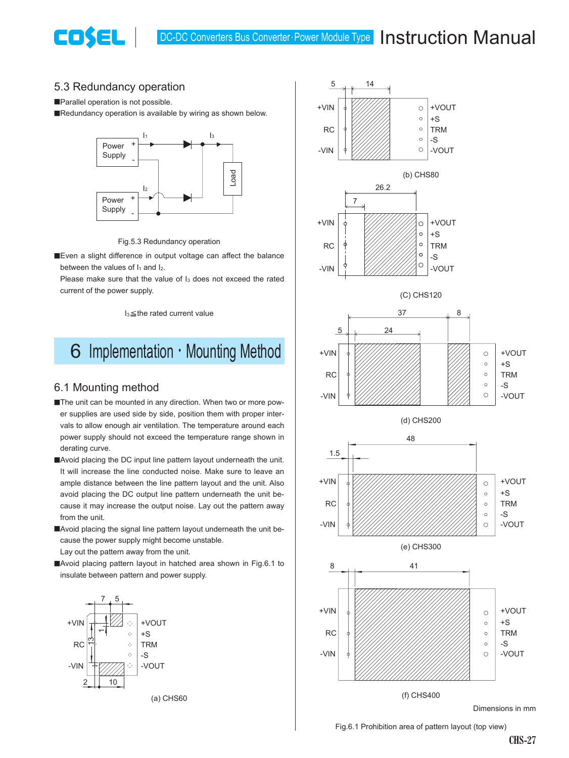## 5.3 Redundancy operation

■Parallel operation is not possible.

■Redundancy operation is available by wiring as shown below.

Fig.5.3 Redundancy operation

■Even a slight difference in output voltage can affect the balance between the values of $I_1$ and $I_2$.

Please make sure that the value of $I_3$ does not exceed the rated current of the power supply.

$I_3$≦the rated current value

# 6 Implementation・Mounting Method

## 6.1 Mounting method

■The unit can be mounted in any direction. When two or more power supplies are used side by side, position them with proper intervals to allow enough air ventilation. The temperature around each power supply should not exceed the temperature range shown in derating curve.

■Avoid placing the DC input line pattern layout underneath the unit. It will increase the line conducted noise. Make sure to leave an ample distance between the line pattern layout and the unit. Also avoid placing the DC output line pattern underneath the unit because it may increase the output noise. Lay out the pattern away from the unit.

■Avoid placing the signal line pattern layout underneath the unit because the power supply might become unstable.

Lay out the pattern away from the unit.

■Avoid placing pattern layout in hatched area shown in Fig.6.1 to insulate between pattern and power supply.

(a) CHS60

(b) CHS80

(C) CHS120

(d) CHS200

(e) CHS300

(f) CHS400

Dimensions in mm

Fig.6.1 Prohibition area of pattern layout (top view)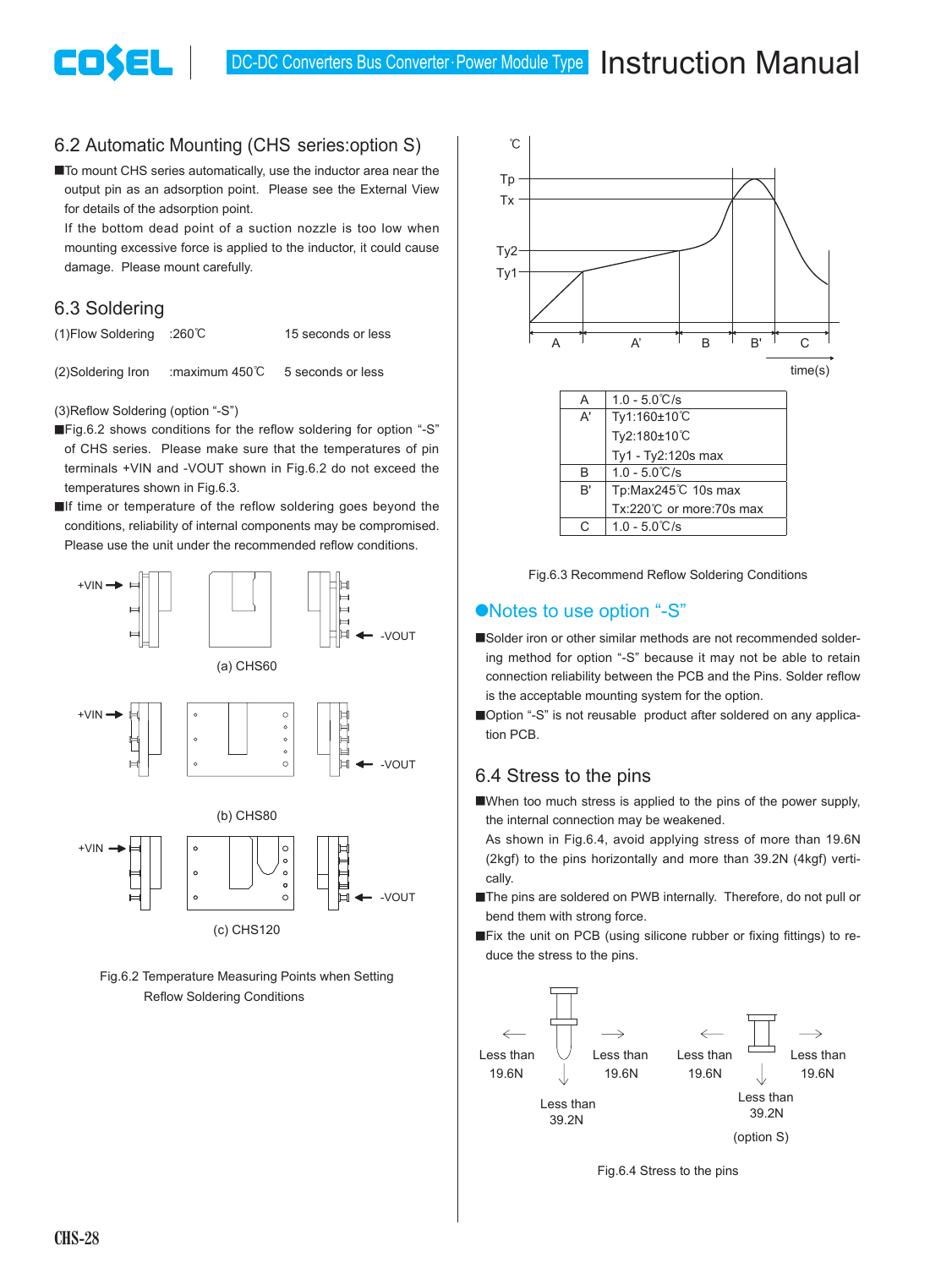## 6.2 Automatic Mounting (CHS series:option S)

■To mount CHS series automatically, use the inductor area near the output pin as an adsorption point. Please see the External View for details of the adsorption point.
If the bottom dead point of a suction nozzle is too low when mounting excessive force is applied to the inductor, it could cause damage. Please mount carefully.

## 6.3 Soldering

(1)Flow Soldering :260℃ 15 seconds or less

(2)Soldering Iron :maximum 450℃ 5 seconds or less

(3)Reflow Soldering (option "-S")

■Fig.6.2 shows conditions for the reflow soldering for option "-S" of CHS series. Please make sure that the temperatures of pin terminals +VIN and -VOUT shown in Fig.6.2 do not exceed the temperatures shown in Fig.6.3.

■If time or temperature of the reflow soldering goes beyond the conditions, reliability of internal components may be compromised. Please use the unit under the recommended reflow conditions.

(a) CHS60

(b) CHS80

(c) CHS120

Fig.6.2 Temperature Measuring Points when Setting Reflow Soldering Conditions

| A | 1.0 - 5.0℃/s |
|---|---|
| A' | Ty1:160±10℃<br>Ty2:180±10℃<br>Ty1 - Ty2:120s max |
| B | 1.0 - 5.0℃/s |
| B' | Tp:Max245℃ 10s max<br>Tx:220℃ or more:70s max |
| C | 1.0 - 5.0℃/s |

Fig.6.3 Recommend Reflow Soldering Conditions

### ●Notes to use option "-S"

■Solder iron or other similar methods are not recommended soldering method for option "-S" because it may not be able to retain connection reliability between the PCB and the Pins. Solder reflow is the acceptable mounting system for the option.

■Option "-S" is not reusable product after soldered on any application PCB.

## 6.4 Stress to the pins

■When too much stress is applied to the pins of the power supply, the internal connection may be weakened.
As shown in Fig.6.4, avoid applying stress of more than 19.6N (2kgf) to the pins horizontally and more than 39.2N (4kgf) vertically.

■The pins are soldered on PWB internally. Therefore, do not pull or bend them with strong force.

■Fix the unit on PCB (using silicone rubber or fixing fittings) to reduce the stress to the pins.

Less than 19.6N Less than 19.6N Less than 39.2N

Less than 19.6N Less than 19.6N Less than 39.2N (option S)

Fig.6.4 Stress to the pins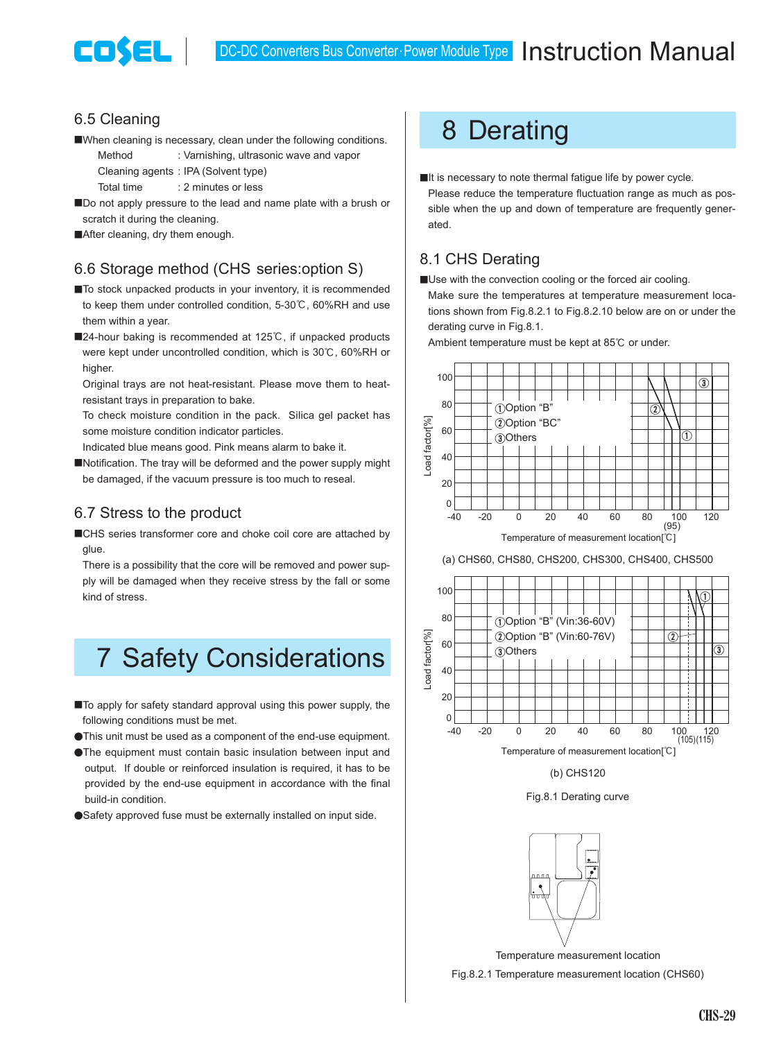## 6.5 Cleaning

■When cleaning is necessary, clean under the following conditions.

Method : Varnishing, ultrasonic wave and vapor
Cleaning agents : IPA (Solvent type)
Total time : 2 minutes or less

■Do not apply pressure to the lead and name plate with a brush or scratch it during the cleaning.

■After cleaning, dry them enough.

## 6.6 Storage method (CHS series:option S)

■To stock unpacked products in your inventory, it is recommended to keep them under controlled condition, 5-30℃, 60%RH and use them within a year.

■24-hour baking is recommended at 125℃, if unpacked products were kept under uncontrolled condition, which is 30℃, 60%RH or higher.

Original trays are not heat-resistant. Please move them to heat-resistant trays in preparation to bake.

To check moisture condition in the pack. Silica gel packet has some moisture condition indicator particles.

Indicated blue means good. Pink means alarm to bake it.

■Notification. The tray will be deformed and the power supply might be damaged, if the vacuum pressure is too much to reseal.

## 6.7 Stress to the product

■CHS series transformer core and choke coil core are attached by glue.

There is a possibility that the core will be removed and power supply will be damaged when they receive stress by the fall or some kind of stress.

# 7 Safety Considerations

■To apply for safety standard approval using this power supply, the following conditions must be met.

●This unit must be used as a component of the end-use equipment.

●The equipment must contain basic insulation between input and output. If double or reinforced insulation is required, it has to be provided by the end-use equipment in accordance with the final build-in condition.

●Safety approved fuse must be externally installed on input side.

# 8 Derating

■It is necessary to note thermal fatigue life by power cycle.

Please reduce the temperature fluctuation range as much as possible when the up and down of temperature are frequently generated.

## 8.1 CHS Derating

■Use with the convection cooling or the forced air cooling.

Make sure the temperatures at temperature measurement locations shown from Fig.8.2.1 to Fig.8.2.10 below are on or under the derating curve in Fig.8.1.

Ambient temperature must be kept at 85℃ or under.

①Option "B"
②Option "BC"
③Others

Load factor[%] / Temperature of measurement location[℃]

(a) CHS60, CHS80, CHS200, CHS300, CHS400, CHS500

①Option "B" (Vin:36-60V)
②Option "B" (Vin:60-76V)
③Others

Load factor[%] / Temperature of measurement location[℃]

(b) CHS120

Fig.8.1 Derating curve

Temperature measurement location

Fig.8.2.1 Temperature measurement location (CHS60)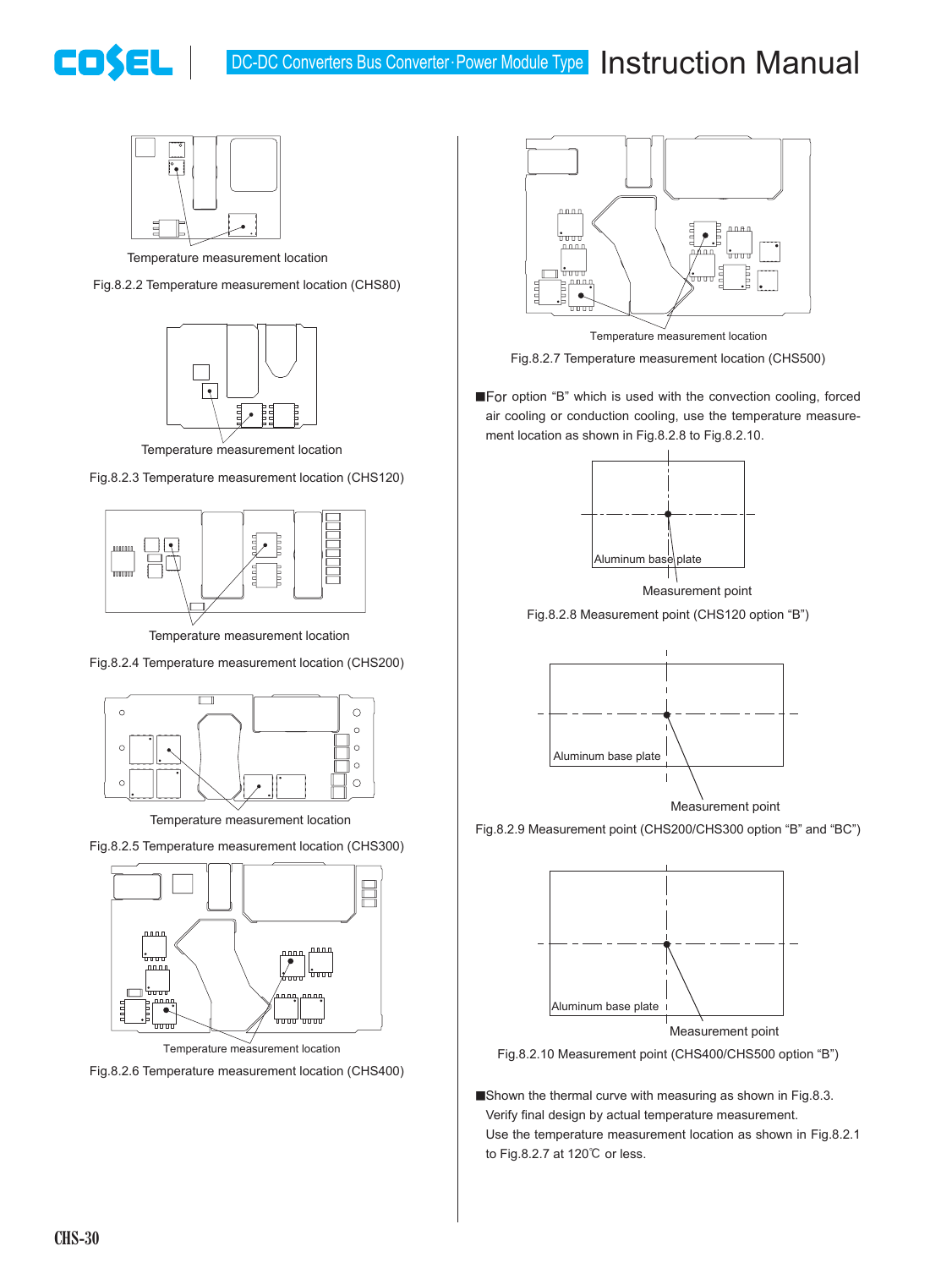Temperature measurement location

Fig.8.2.2 Temperature measurement location (CHS80)

Temperature measurement location

Fig.8.2.3 Temperature measurement location (CHS120)

Temperature measurement location

Fig.8.2.4 Temperature measurement location (CHS200)

Temperature measurement location

Fig.8.2.5 Temperature measurement location (CHS300)

Temperature measurement location

Fig.8.2.6 Temperature measurement location (CHS400)

Temperature measurement location

Fig.8.2.7 Temperature measurement location (CHS500)

■For option “B” which is used with the convection cooling, forced air cooling or conduction cooling, use the temperature measurement location as shown in Fig.8.2.8 to Fig.8.2.10.

Aluminum base plate

Measurement point

Fig.8.2.8 Measurement point (CHS120 option “B”)

Aluminum base plate

Measurement point

Fig.8.2.9 Measurement point (CHS200/CHS300 option “B” and “BC”)

Aluminum base plate

Measurement point

Fig.8.2.10 Measurement point (CHS400/CHS500 option “B”)

■Shown the thermal curve with measuring as shown in Fig.8.3.
Verify final design by actual temperature measurement.
Use the temperature measurement location as shown in Fig.8.2.1 to Fig.8.2.7 at 120℃ or less.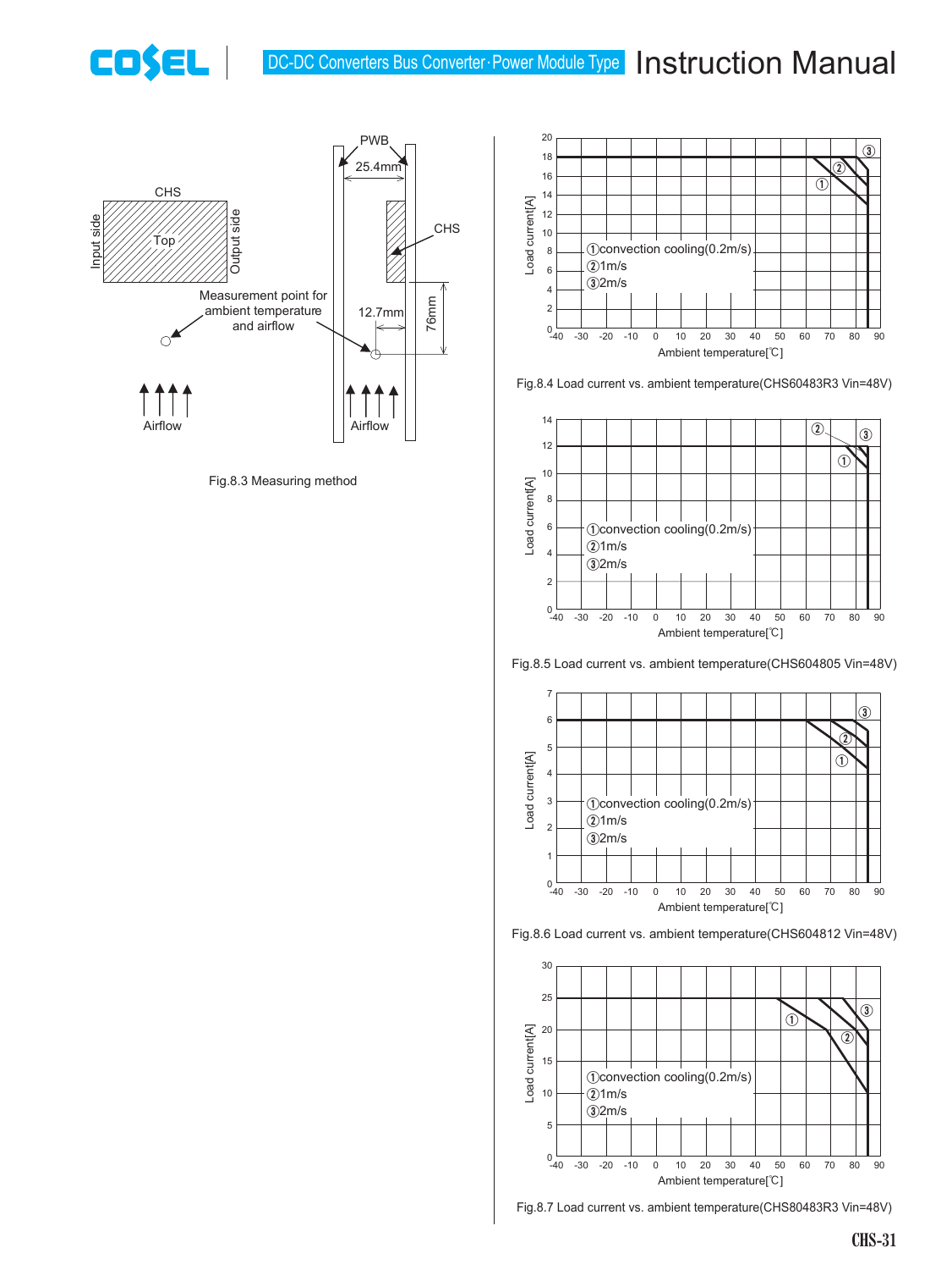PWB

25.4mm

CHS

Top

Input side

Output side

CHS

Measurement point for ambient temperature and airflow

12.7mm

76mm

Airflow

Airflow

Fig.8.3 Measuring method

①convection cooling(0.2m/s)
②1m/s
③2m/s

Load current[A]

Ambient temperature[℃]

Fig.8.4 Load current vs. ambient temperature(CHS60483R3 Vin=48V)

①convection cooling(0.2m/s)
②1m/s
③2m/s

Load current[A]

Ambient temperature[℃]

Fig.8.5 Load current vs. ambient temperature(CHS604805 Vin=48V)

①convection cooling(0.2m/s)
②1m/s
③2m/s

Load current[A]

Ambient temperature[℃]

Fig.8.6 Load current vs. ambient temperature(CHS604812 Vin=48V)

①convection cooling(0.2m/s)
②1m/s
③2m/s

Load current[A]

Ambient temperature[℃]

Fig.8.7 Load current vs. ambient temperature(CHS80483R3 Vin=48V)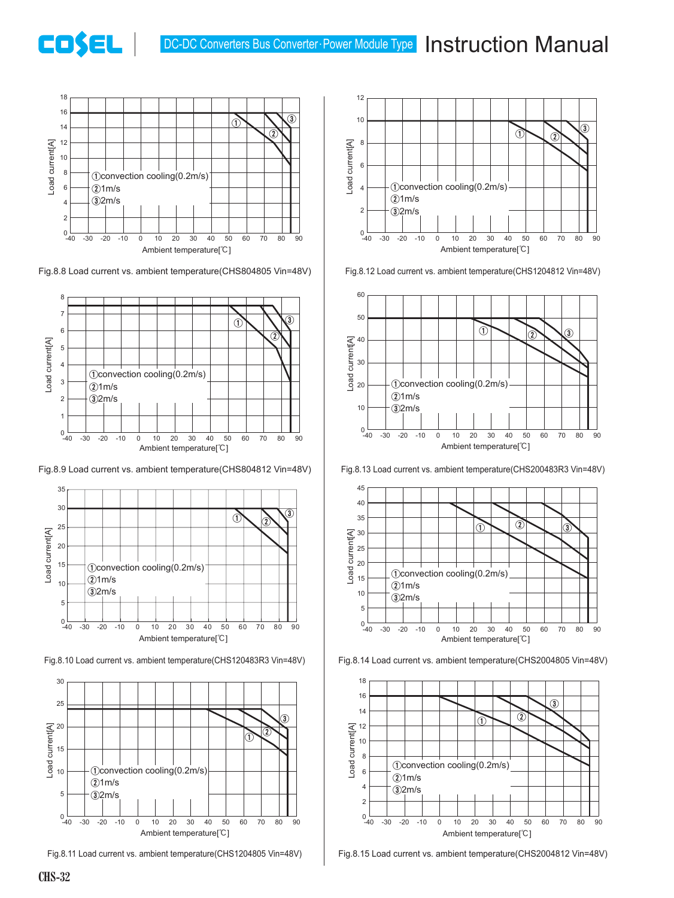Load current[A]

①convection cooling(0.2m/s)
②1m/s
③2m/s

Ambient temperature[℃]

Fig.8.8 Load current vs. ambient temperature(CHS804805 Vin=48V)

Load current[A]

①convection cooling(0.2m/s)
②1m/s
③2m/s

Ambient temperature[℃]

Fig.8.9 Load current vs. ambient temperature(CHS804812 Vin=48V)

Load current[A]

①convection cooling(0.2m/s)
②1m/s
③2m/s

Ambient temperature[℃]

Fig.8.10 Load current vs. ambient temperature(CHS120483R3 Vin=48V)

Load current[A]

①convection cooling(0.2m/s)
②1m/s
③2m/s

Ambient temperature[℃]

Fig.8.11 Load current vs. ambient temperature(CHS1204805 Vin=48V)

Load current[A]

①convection cooling(0.2m/s)
②1m/s
③2m/s

Ambient temperature[℃]

Fig.8.12 Load current vs. ambient temperature(CHS1204812 Vin=48V)

Load current[A]

①convection cooling(0.2m/s)
②1m/s
③2m/s

Ambient temperature[℃]

Fig.8.13 Load current vs. ambient temperature(CHS200483R3 Vin=48V)

Load current[A]

①convection cooling(0.2m/s)
②1m/s
③2m/s

Ambient temperature[℃]

Fig.8.14 Load current vs. ambient temperature(CHS2004805 Vin=48V)

Load current[A]

①convection cooling(0.2m/s)
②1m/s
③2m/s

Ambient temperature[℃]

Fig.8.15 Load current vs. ambient temperature(CHS2004812 Vin=48V)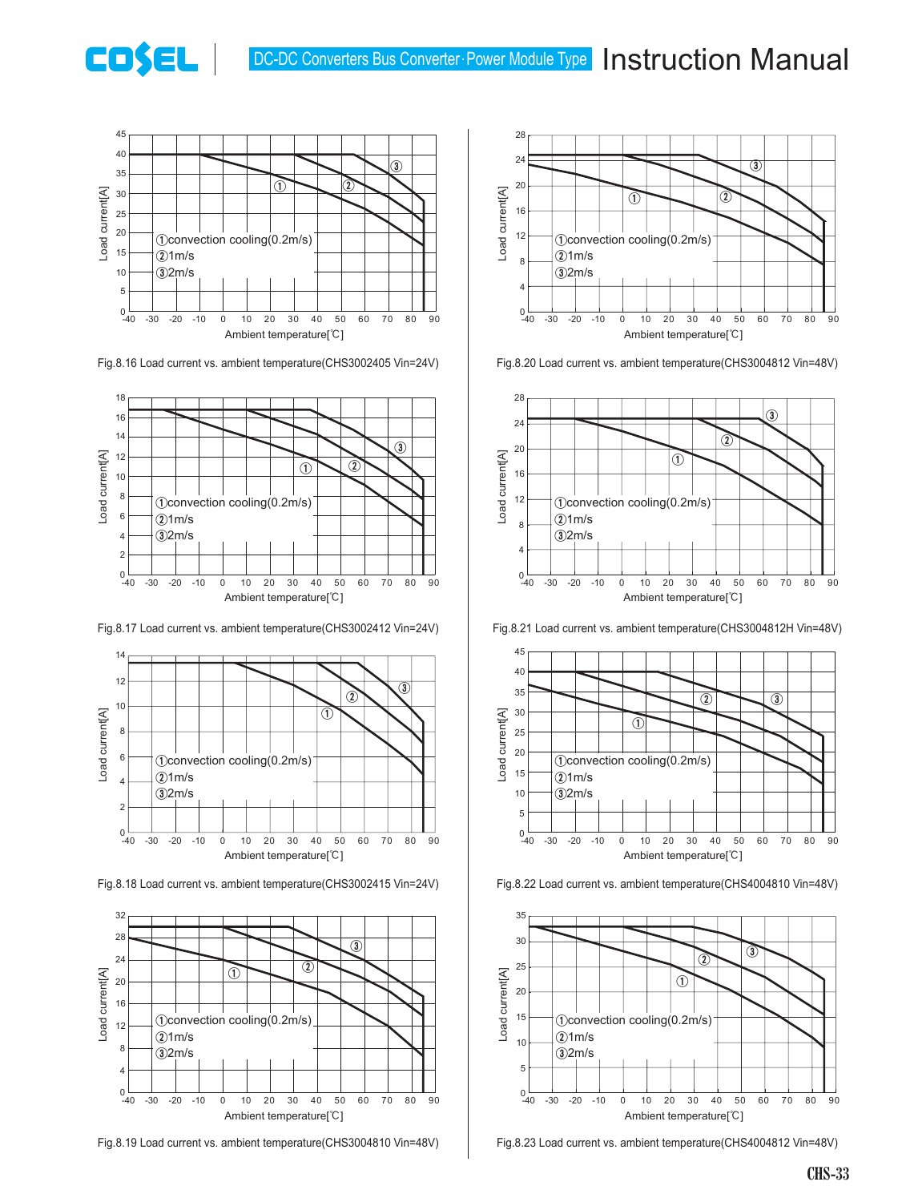Fig.8.16 Load current vs. ambient temperature(CHS3002405 Vin=24V)

Fig.8.20 Load current vs. ambient temperature(CHS3004812 Vin=48V)

Fig.8.17 Load current vs. ambient temperature(CHS3002412 Vin=24V)

Fig.8.21 Load current vs. ambient temperature(CHS3004812H Vin=48V)

Fig.8.18 Load current vs. ambient temperature(CHS3002415 Vin=24V)

Fig.8.22 Load current vs. ambient temperature(CHS4004810 Vin=48V)

Fig.8.19 Load current vs. ambient temperature(CHS3004810 Vin=48V)

Fig.8.23 Load current vs. ambient temperature(CHS4004812 Vin=48V)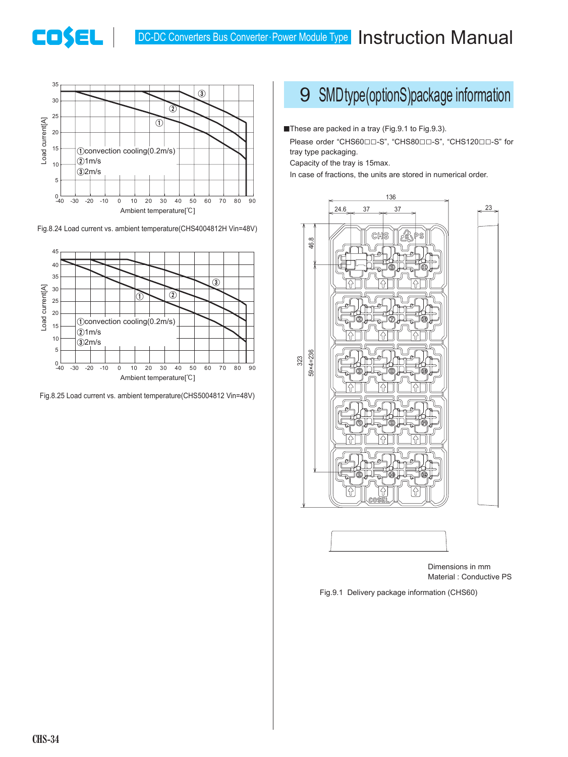Fig.8.24 Load current vs. ambient temperature(CHS4004812H Vin=48V)

Fig.8.25 Load current vs. ambient temperature(CHS5004812 Vin=48V)

# 9 SMD type(option S) package information

■These are packed in a tray (Fig.9.1 to Fig.9.3).

Please order "CHS60□□-S", "CHS80□□-S", "CHS120□□-S" for tray type packaging.

Capacity of the tray is 15max.

In case of fractions, the units are stored in numerical order.

Dimensions in mm

Material : Conductive PS

Fig.9.1 Delivery package information (CHS60)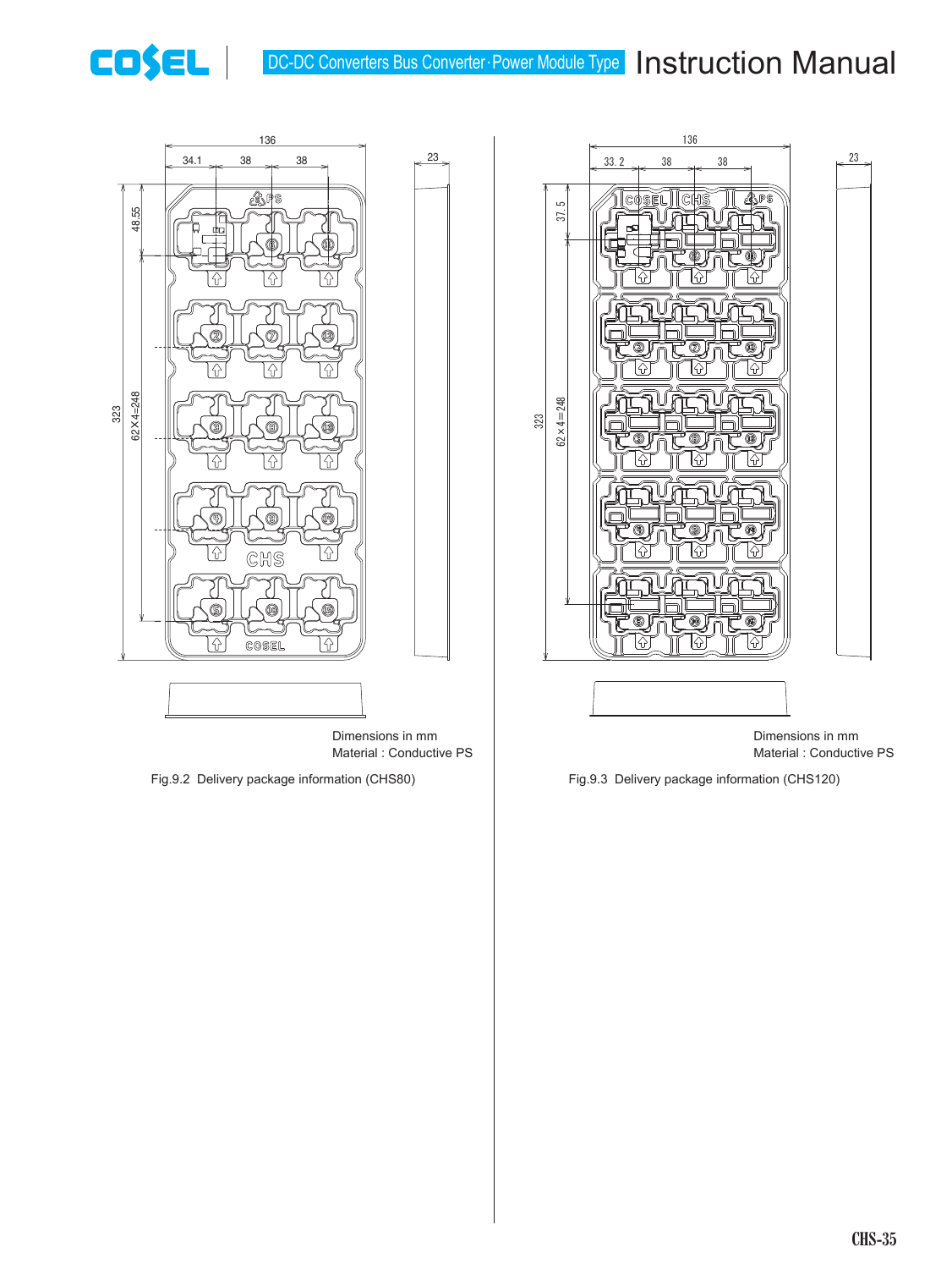136

34.1 38 38

23

48.55

323

62×4=248

CHS

COSEL

Dimensions in mm
Material : Conductive PS

Fig.9.2 Delivery package information (CHS80)

136

33.2 38 38

23

37.5

323

62×4=248

COSEL CHS

Dimensions in mm
Material : Conductive PS

Fig.9.3 Delivery package information (CHS120)